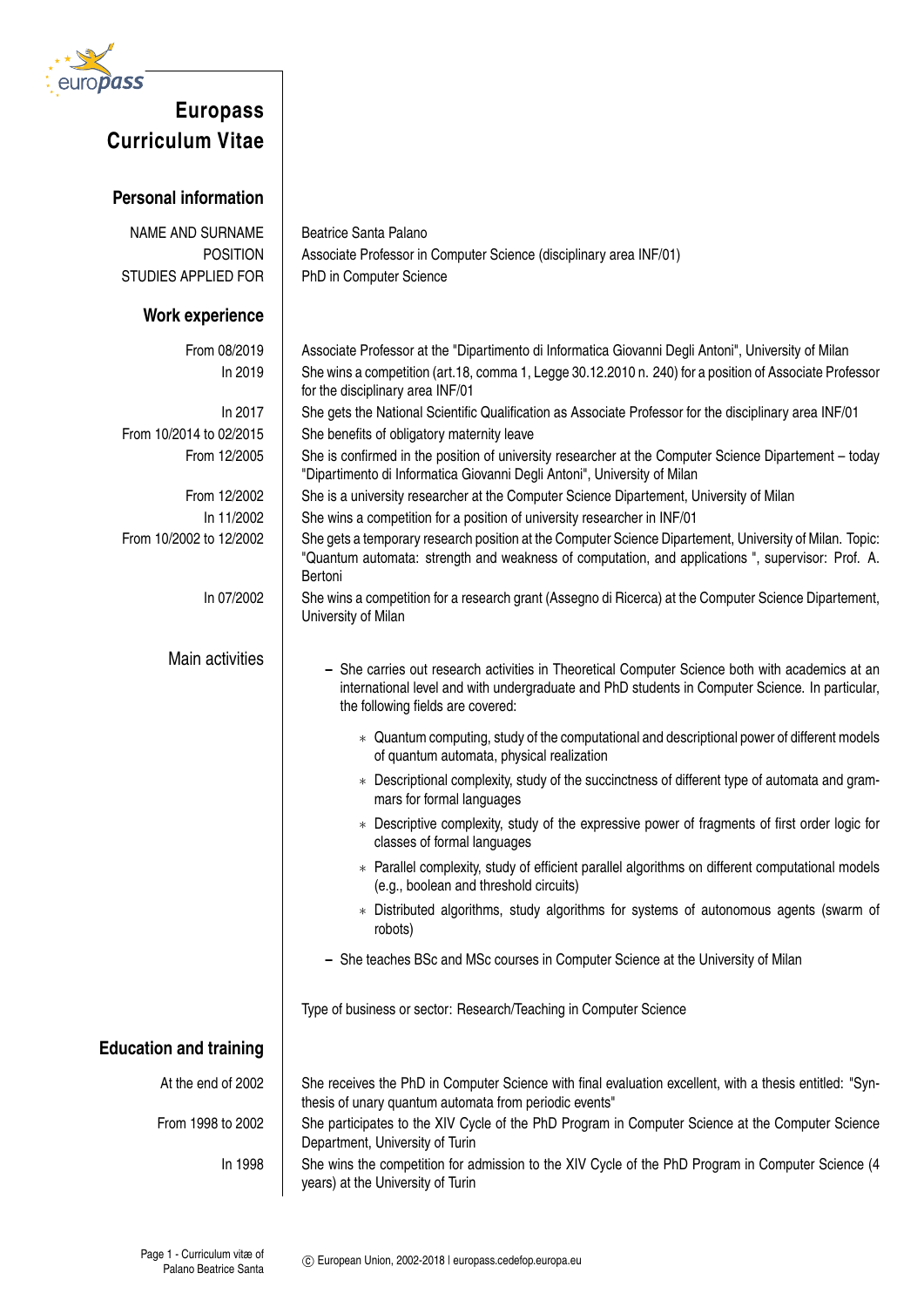# Europass Curriculum Vitae

## Personal information

| | |
|---|---|
| NAME AND SURNAME | Beatrice Santa Palano |
| POSITION | Associate Professor in Computer Science (disciplinary area INF/01) |
| STUDIES APPLIED FOR | PhD in Computer Science |

## Work experience

| | |
|---|---|
| From 08/2019 | Associate Professor at the "Dipartimento di Informatica Giovanni Degli Antoni", University of Milan |
| In 2019 | She wins a competition (art.18, comma 1, Legge 30.12.2010 n. 240) for a position of Associate Professor for the disciplinary area INF/01 |
| In 2017 | She gets the National Scientific Qualification as Associate Professor for the disciplinary area INF/01 |
| From 10/2014 to 02/2015 | She benefits of obligatory maternity leave |
| From 12/2005 | She is confirmed in the position of university researcher at the Computer Science Dipartement – today "Dipartimento di Informatica Giovanni Degli Antoni", University of Milan |
| From 12/2002 | She is a university researcher at the Computer Science Dipartement, University of Milan |
| In 11/2002 | She wins a competition for a position of university researcher in INF/01 |
| From 10/2002 to 12/2002 | She gets a temporary research position at the Computer Science Dipartement, University of Milan. Topic: "Quantum automata: strength and weakness of computation, and applications ", supervisor: Prof. A. Bertoni |
| In 07/2002 | She wins a competition for a research grant (Assegno di Ricerca) at the Computer Science Dipartement, University of Milan |

Main activities

- She carries out research activities in Theoretical Computer Science both with academics at an international level and with undergraduate and PhD students in Computer Science. In particular, the following fields are covered:
  - Quantum computing, study of the computational and descriptional power of different models of quantum automata, physical realization
  - Descriptional complexity, study of the succinctness of different type of automata and grammars for formal languages
  - Descriptive complexity, study of the expressive power of fragments of first order logic for classes of formal languages
  - Parallel complexity, study of efficient parallel algorithms on different computational models (e.g., boolean and threshold circuits)
  - Distributed algorithms, study algorithms for systems of autonomous agents (swarm of robots)
- She teaches BSc and MSc courses in Computer Science at the University of Milan

Type of business or sector: Research/Teaching in Computer Science

## Education and training

| | |
|---|---|
| At the end of 2002 | She receives the PhD in Computer Science with final evaluation excellent, with a thesis entitled: "Synthesis of unary quantum automata from periodic events" |
| From 1998 to 2002 | She participates to the XIV Cycle of the PhD Program in Computer Science at the Computer Science Department, University of Turin |
| In 1998 | She wins the competition for admission to the XIV Cycle of the PhD Program in Computer Science (4 years) at the University of Turin |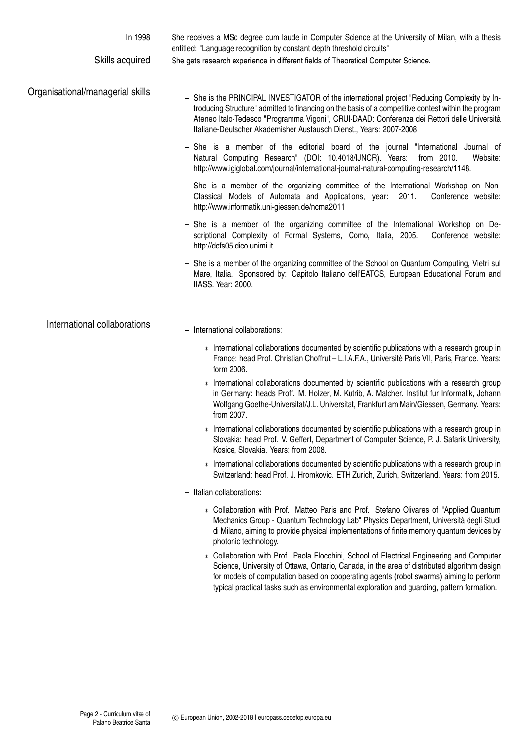**In 1998** | She receives a MSc degree cum laude in Computer Science at the University of Milan, with a thesis entitled: "Language recognition by constant depth threshold circuits"

**Skills acquired** | She gets research experience in different fields of Theoretical Computer Science.

## Organisational/managerial skills

- She is the PRINCIPAL INVESTIGATOR of the international project "Reducing Complexity by Introducing Structure" admitted to financing on the basis of a competitive contest within the program Ateneo Italo-Tedesco "Programma Vigoni", CRUI-DAAD: Conferenza dei Rettori delle Università Italiane-Deutscher Akademisher Austausch Dienst., Years: 2007-2008
- She is a member of the editorial board of the journal "International Journal of Natural Computing Research" (DOI: 10.4018/IJNCR). Years: from 2010. Website: http://www.igiglobal.com/journal/international-journal-natural-computing-research/1148.
- She is a member of the organizing committee of the International Workshop on Non-Classical Models of Automata and Applications, year: 2011. Conference website: http://www.informatik.uni-giessen.de/ncma2011
- She is a member of the organizing committee of the International Workshop on Descriptional Complexity of Formal Systems, Como, Italia, 2005. Conference website: http://dcfs05.dico.unimi.it
- She is a member of the organizing committee of the School on Quantum Computing, Vietri sul Mare, Italia. Sponsored by: Capitolo Italiano dell'EATCS, European Educational Forum and IIASS. Year: 2000.

## International collaborations

- International collaborations:
  * International collaborations documented by scientific publications with a research group in France: head Prof. Christian Choffrut – L.I.A.F.A., Universitè Paris VII, Paris, France. Years: form 2006.
  * International collaborations documented by scientific publications with a research group in Germany: heads Proff. M. Holzer, M. Kutrib, A. Malcher. Institut fur Informatik, Johann Wolfgang Goethe-Universitat/J.L. Universitat, Frankfurt am Main/Giessen, Germany. Years: from 2007.
  * International collaborations documented by scientific publications with a research group in Slovakia: head Prof. V. Geffert, Department of Computer Science, P. J. Safarik University, Kosice, Slovakia. Years: from 2008.
  * International collaborations documented by scientific publications with a research group in Switzerland: head Prof. J. Hromkovic. ETH Zurich, Zurich, Switzerland. Years: from 2015.
- Italian collaborations:
  * Collaboration with Prof. Matteo Paris and Prof. Stefano Olivares of "Applied Quantum Mechanics Group - Quantum Technology Lab" Physics Department, Università degli Studi di Milano, aiming to provide physical implementations of finite memory quantum devices by photonic technology.
  * Collaboration with Prof. Paola Flocchini, School of Electrical Engineering and Computer Science, University of Ottawa, Ontario, Canada, in the area of distributed algorithm design for models of computation based on cooperating agents (robot swarms) aiming to perform typical practical tasks such as environmental exploration and guarding, pattern formation.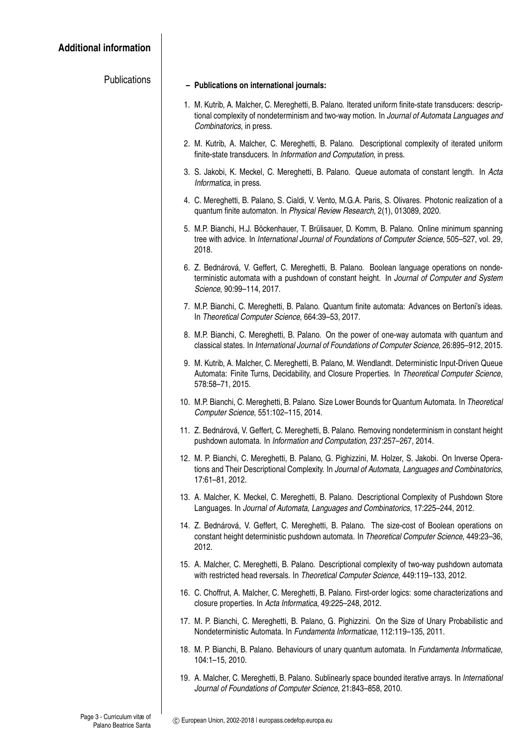## Additional information

### Publications

- **Publications on international journals:**

1. M. Kutrib, A. Malcher, C. Mereghetti, B. Palano. Iterated uniform finite-state transducers: descriptional complexity of nondeterminism and two-way motion. In *Journal of Automata Languages and Combinatorics*, in press.
2. M. Kutrib, A. Malcher, C. Mereghetti, B. Palano. Descriptional complexity of iterated uniform finite-state transducers. In *Information and Computation*, in press.
3. S. Jakobi, K. Meckel, C. Mereghetti, B. Palano. Queue automata of constant length. In *Acta Informatica*, in press.
4. C. Mereghetti, B. Palano, S. Cialdi, V. Vento, M.G.A. Paris, S. Olivares. Photonic realization of a quantum finite automaton. In *Physical Review Research*, 2(1), 013089, 2020.
5. M.P. Bianchi, H.J. Böckenhauer, T. Brülisauer, D. Komm, B. Palano. Online minimum spanning tree with advice. In *International Journal of Foundations of Computer Science*, 505–527, vol. 29, 2018.
6. Z. Bednárová, V. Geffert, C. Mereghetti, B. Palano. Boolean language operations on nondeterministic automata with a pushdown of constant height. In *Journal of Computer and System Science*, 90:99–114, 2017.
7. M.P. Bianchi, C. Mereghetti, B. Palano. Quantum finite automata: Advances on Bertoni's ideas. In *Theoretical Computer Science*, 664:39–53, 2017.
8. M.P. Bianchi, C. Mereghetti, B. Palano. On the power of one-way automata with quantum and classical states. In *International Journal of Foundations of Computer Science*, 26:895–912, 2015.
9. M. Kutrib, A. Malcher, C. Mereghetti, B. Palano, M. Wendlandt. Deterministic Input-Driven Queue Automata: Finite Turns, Decidability, and Closure Properties. In *Theoretical Computer Science*, 578:58–71, 2015.
10. M.P. Bianchi, C. Mereghetti, B. Palano. Size Lower Bounds for Quantum Automata. In *Theoretical Computer Science*, 551:102–115, 2014.
11. Z. Bednárová, V. Geffert, C. Mereghetti, B. Palano. Removing nondeterminism in constant height pushdown automata. In *Information and Computation*, 237:257–267, 2014.
12. M. P. Bianchi, C. Mereghetti, B. Palano, G. Pighizzini, M. Holzer, S. Jakobi. On Inverse Operations and Their Descriptional Complexity. In *Journal of Automata, Languages and Combinatorics*, 17:61–81, 2012.
13. A. Malcher, K. Meckel, C. Mereghetti, B. Palano. Descriptional Complexity of Pushdown Store Languages. In *Journal of Automata, Languages and Combinatorics*, 17:225–244, 2012.
14. Z. Bednárová, V. Geffert, C. Mereghetti, B. Palano. The size-cost of Boolean operations on constant height deterministic pushdown automata. In *Theoretical Computer Science*, 449:23–36, 2012.
15. A. Malcher, C. Mereghetti, B. Palano. Descriptional complexity of two-way pushdown automata with restricted head reversals. In *Theoretical Computer Science*, 449:119–133, 2012.
16. C. Choffrut, A. Malcher, C. Mereghetti, B. Palano. First-order logics: some characterizations and closure properties. In *Acta Informatica*, 49:225–248, 2012.
17. M. P. Bianchi, C. Mereghetti, B. Palano, G. Pighizzini. On the Size of Unary Probabilistic and Nondeterministic Automata. In *Fundamenta Informaticae*, 112:119–135, 2011.
18. M. P. Bianchi, B. Palano. Behaviours of unary quantum automata. In *Fundamenta Informaticae*, 104:1–15, 2010.
19. A. Malcher, C. Mereghetti, B. Palano. Sublinearly space bounded iterative arrays. In *International Journal of Foundations of Computer Science*, 21:843–858, 2010.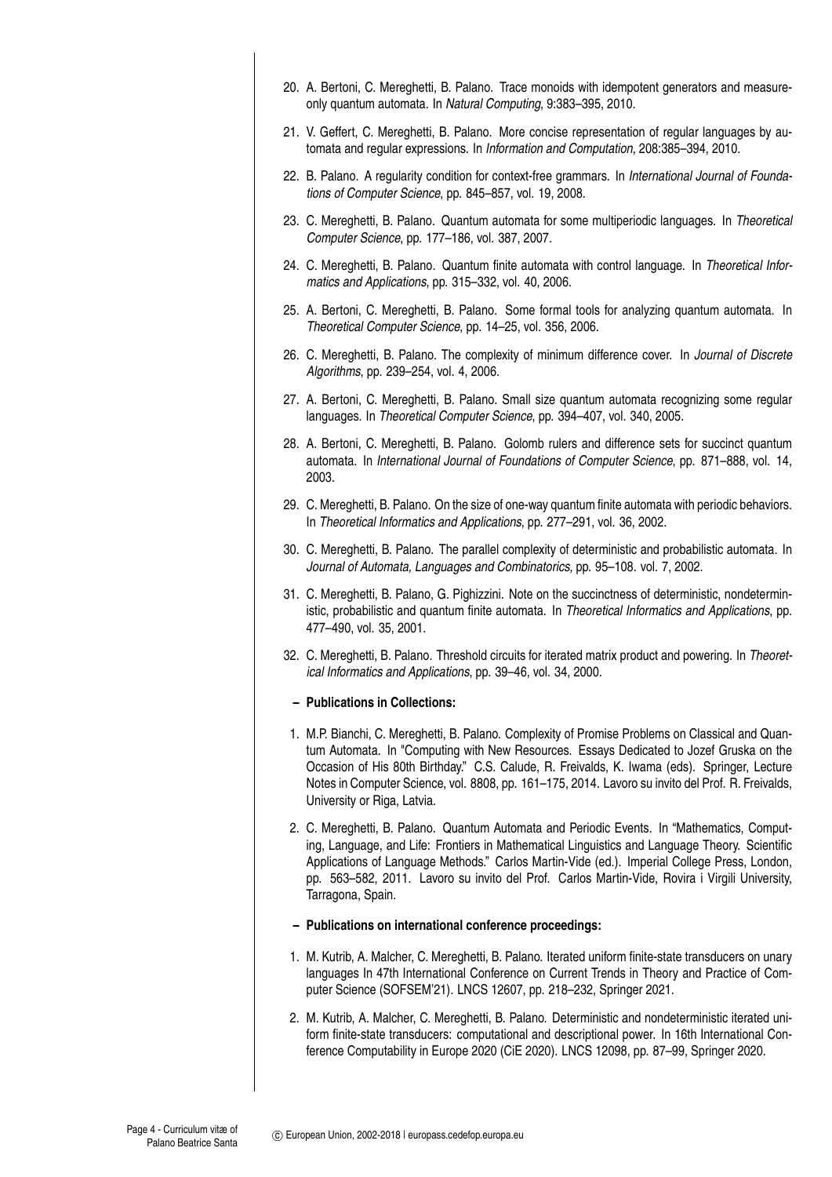20. A. Bertoni, C. Mereghetti, B. Palano. Trace monoids with idempotent generators and measure-only quantum automata. In *Natural Computing*, 9:383–395, 2010.

21. V. Geffert, C. Mereghetti, B. Palano. More concise representation of regular languages by automata and regular expressions. In *Information and Computation*, 208:385–394, 2010.

22. B. Palano. A regularity condition for context-free grammars. In *International Journal of Foundations of Computer Science*, pp. 845–857, vol. 19, 2008.

23. C. Mereghetti, B. Palano. Quantum automata for some multiperiodic languages. In *Theoretical Computer Science*, pp. 177–186, vol. 387, 2007.

24. C. Mereghetti, B. Palano. Quantum finite automata with control language. In *Theoretical Informatics and Applications*, pp. 315–332, vol. 40, 2006.

25. A. Bertoni, C. Mereghetti, B. Palano. Some formal tools for analyzing quantum automata. In *Theoretical Computer Science*, pp. 14–25, vol. 356, 2006.

26. C. Mereghetti, B. Palano. The complexity of minimum difference cover. In *Journal of Discrete Algorithms*, pp. 239–254, vol. 4, 2006.

27. A. Bertoni, C. Mereghetti, B. Palano. Small size quantum automata recognizing some regular languages. In *Theoretical Computer Science*, pp. 394–407, vol. 340, 2005.

28. A. Bertoni, C. Mereghetti, B. Palano. Golomb rulers and difference sets for succinct quantum automata. In *International Journal of Foundations of Computer Science*, pp. 871–888, vol. 14, 2003.

29. C. Mereghetti, B. Palano. On the size of one-way quantum finite automata with periodic behaviors. In *Theoretical Informatics and Applications*, pp. 277–291, vol. 36, 2002.

30. C. Mereghetti, B. Palano. The parallel complexity of deterministic and probabilistic automata. In *Journal of Automata, Languages and Combinatorics,* pp. 95–108. vol. 7, 2002.

31. C. Mereghetti, B. Palano, G. Pighizzini. Note on the succinctness of deterministic, nondeterministic, probabilistic and quantum finite automata. In *Theoretical Informatics and Applications*, pp. 477–490, vol. 35, 2001.

32. C. Mereghetti, B. Palano. Threshold circuits for iterated matrix product and powering. In *Theoretical Informatics and Applications*, pp. 39–46, vol. 34, 2000.

– **Publications in Collections:**

1. M.P. Bianchi, C. Mereghetti, B. Palano. Complexity of Promise Problems on Classical and Quantum Automata. In "Computing with New Resources. Essays Dedicated to Jozef Gruska on the Occasion of His 80th Birthday." C.S. Calude, R. Freivalds, K. Iwama (eds). Springer, Lecture Notes in Computer Science, vol. 8808, pp. 161–175, 2014. Lavoro su invito del Prof. R. Freivalds, University or Riga, Latvia.

2. C. Mereghetti, B. Palano. Quantum Automata and Periodic Events. In "Mathematics, Computing, Language, and Life: Frontiers in Mathematical Linguistics and Language Theory. Scientific Applications of Language Methods." Carlos Martin-Vide (ed.). Imperial College Press, London, pp. 563–582, 2011. Lavoro su invito del Prof. Carlos Martin-Vide, Rovira i Virgili University, Tarragona, Spain.

– **Publications on international conference proceedings:**

1. M. Kutrib, A. Malcher, C. Mereghetti, B. Palano. Iterated uniform finite-state transducers on unary languages In 47th International Conference on Current Trends in Theory and Practice of Computer Science (SOFSEM'21). LNCS 12607, pp. 218–232, Springer 2021.

2. M. Kutrib, A. Malcher, C. Mereghetti, B. Palano. Deterministic and nondeterministic iterated uniform finite-state transducers: computational and descriptional power. In 16th International Conference Computability in Europe 2020 (CiE 2020). LNCS 12098, pp. 87–99, Springer 2020.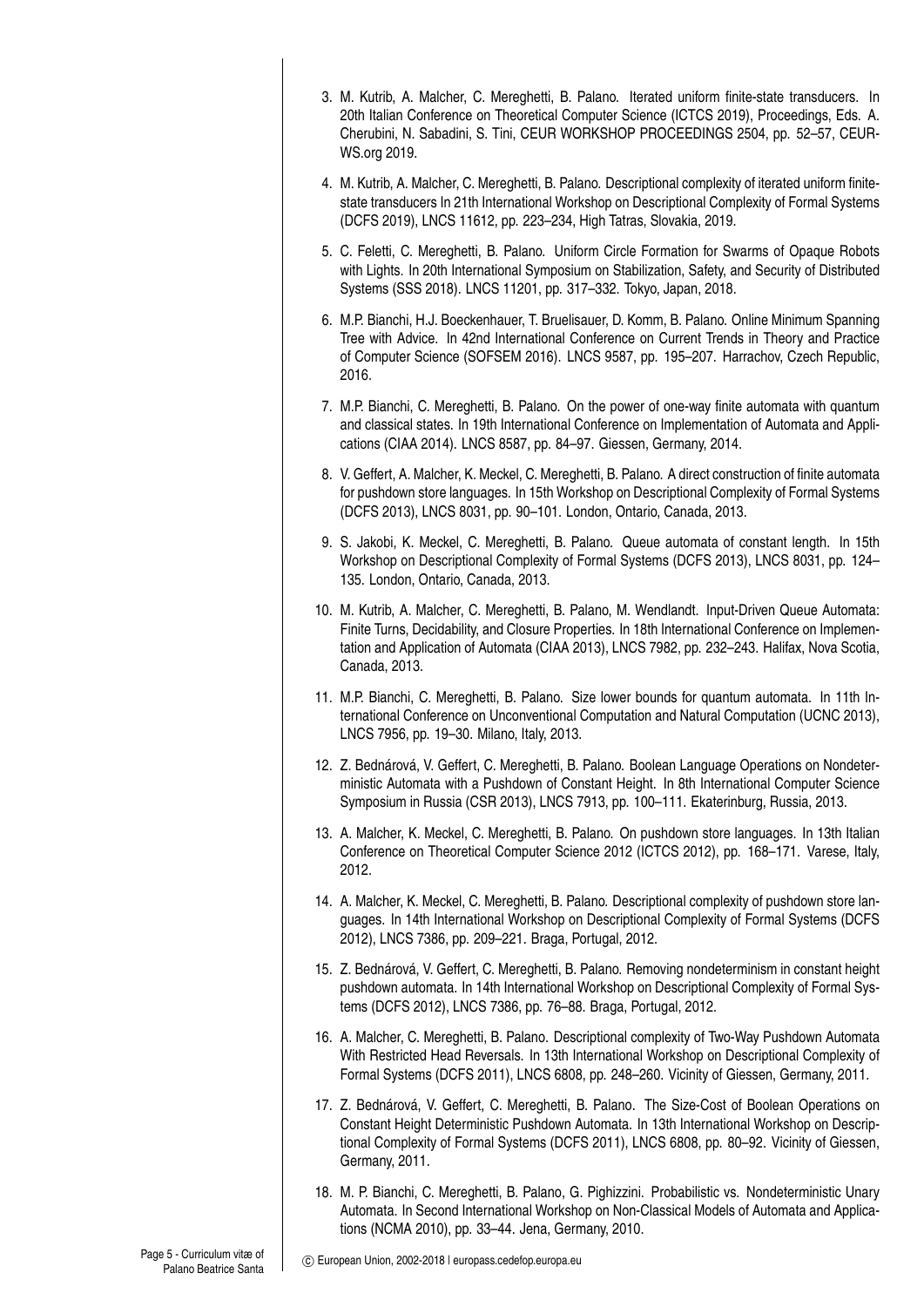3. M. Kutrib, A. Malcher, C. Mereghetti, B. Palano. Iterated uniform finite-state transducers. In 20th Italian Conference on Theoretical Computer Science (ICTCS 2019), Proceedings, Eds. A. Cherubini, N. Sabadini, S. Tini, CEUR WORKSHOP PROCEEDINGS 2504, pp. 52–57, CEUR-WS.org 2019.

4. M. Kutrib, A. Malcher, C. Mereghetti, B. Palano. Descriptional complexity of iterated uniform finite-state transducers In 21th International Workshop on Descriptional Complexity of Formal Systems (DCFS 2019), LNCS 11612, pp. 223–234, High Tatras, Slovakia, 2019.

5. C. Feletti, C. Mereghetti, B. Palano. Uniform Circle Formation for Swarms of Opaque Robots with Lights. In 20th International Symposium on Stabilization, Safety, and Security of Distributed Systems (SSS 2018). LNCS 11201, pp. 317–332. Tokyo, Japan, 2018.

6. M.P. Bianchi, H.J. Boeckenhauer, T. Bruelisauer, D. Komm, B. Palano. Online Minimum Spanning Tree with Advice. In 42nd International Conference on Current Trends in Theory and Practice of Computer Science (SOFSEM 2016). LNCS 9587, pp. 195–207. Harrachov, Czech Republic, 2016.

7. M.P. Bianchi, C. Mereghetti, B. Palano. On the power of one-way finite automata with quantum and classical states. In 19th International Conference on Implementation of Automata and Applications (CIAA 2014). LNCS 8587, pp. 84–97. Giessen, Germany, 2014.

8. V. Geffert, A. Malcher, K. Meckel, C. Mereghetti, B. Palano. A direct construction of finite automata for pushdown store languages. In 15th Workshop on Descriptional Complexity of Formal Systems (DCFS 2013), LNCS 8031, pp. 90–101. London, Ontario, Canada, 2013.

9. S. Jakobi, K. Meckel, C. Mereghetti, B. Palano. Queue automata of constant length. In 15th Workshop on Descriptional Complexity of Formal Systems (DCFS 2013), LNCS 8031, pp. 124–135. London, Ontario, Canada, 2013.

10. M. Kutrib, A. Malcher, C. Mereghetti, B. Palano, M. Wendlandt. Input-Driven Queue Automata: Finite Turns, Decidability, and Closure Properties. In 18th International Conference on Implementation and Application of Automata (CIAA 2013), LNCS 7982, pp. 232–243. Halifax, Nova Scotia, Canada, 2013.

11. M.P. Bianchi, C. Mereghetti, B. Palano. Size lower bounds for quantum automata. In 11th International Conference on Unconventional Computation and Natural Computation (UCNC 2013), LNCS 7956, pp. 19–30. Milano, Italy, 2013.

12. Z. Bednárová, V. Geffert, C. Mereghetti, B. Palano. Boolean Language Operations on Nondeterministic Automata with a Pushdown of Constant Height. In 8th International Computer Science Symposium in Russia (CSR 2013), LNCS 7913, pp. 100–111. Ekaterinburg, Russia, 2013.

13. A. Malcher, K. Meckel, C. Mereghetti, B. Palano. On pushdown store languages. In 13th Italian Conference on Theoretical Computer Science 2012 (ICTCS 2012), pp. 168–171. Varese, Italy, 2012.

14. A. Malcher, K. Meckel, C. Mereghetti, B. Palano. Descriptional complexity of pushdown store languages. In 14th International Workshop on Descriptional Complexity of Formal Systems (DCFS 2012), LNCS 7386, pp. 209–221. Braga, Portugal, 2012.

15. Z. Bednárová, V. Geffert, C. Mereghetti, B. Palano. Removing nondeterminism in constant height pushdown automata. In 14th International Workshop on Descriptional Complexity of Formal Systems (DCFS 2012), LNCS 7386, pp. 76–88. Braga, Portugal, 2012.

16. A. Malcher, C. Mereghetti, B. Palano. Descriptional complexity of Two-Way Pushdown Automata With Restricted Head Reversals. In 13th International Workshop on Descriptional Complexity of Formal Systems (DCFS 2011), LNCS 6808, pp. 248–260. Vicinity of Giessen, Germany, 2011.

17. Z. Bednárová, V. Geffert, C. Mereghetti, B. Palano. The Size-Cost of Boolean Operations on Constant Height Deterministic Pushdown Automata. In 13th International Workshop on Descriptional Complexity of Formal Systems (DCFS 2011), LNCS 6808, pp. 80–92. Vicinity of Giessen, Germany, 2011.

18. M. P. Bianchi, C. Mereghetti, B. Palano, G. Pighizzini. Probabilistic vs. Nondeterministic Unary Automata. In Second International Workshop on Non-Classical Models of Automata and Applications (NCMA 2010), pp. 33–44. Jena, Germany, 2010.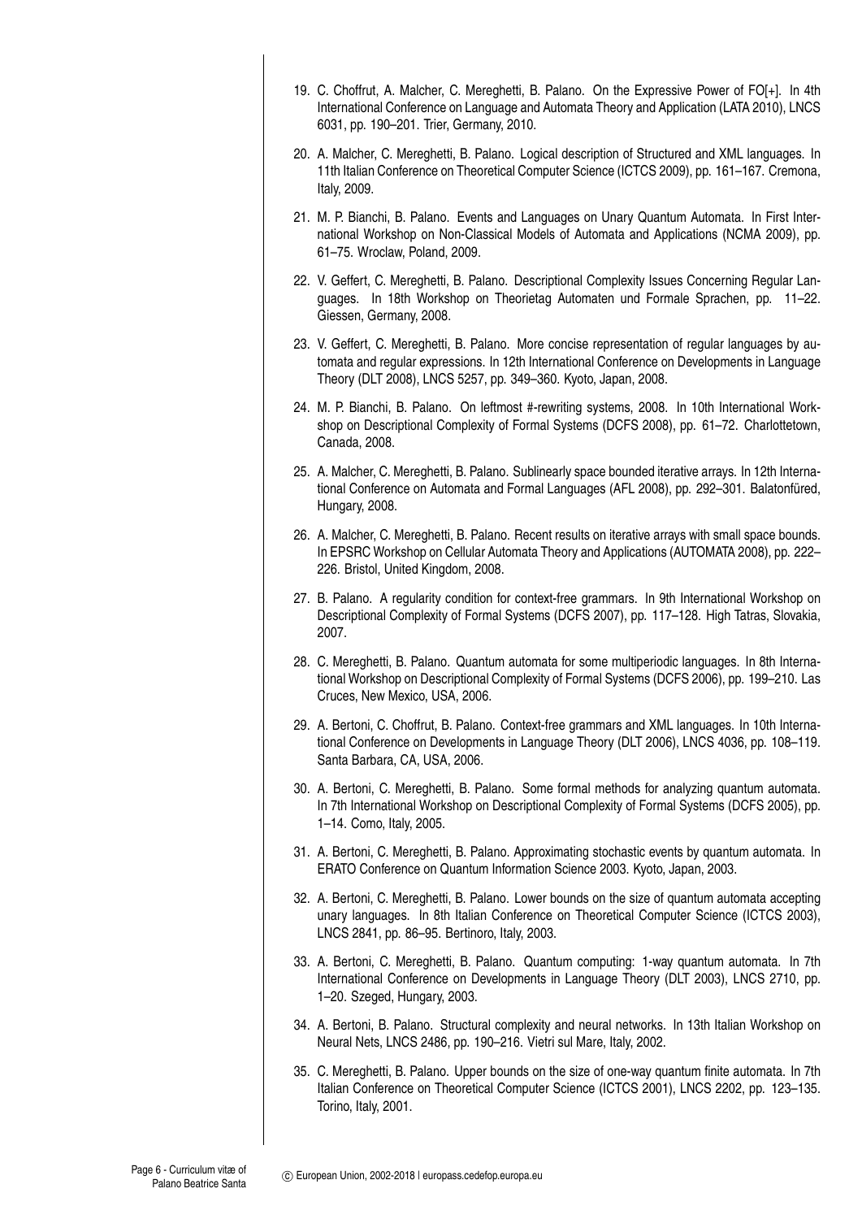19. C. Choffrut, A. Malcher, C. Mereghetti, B. Palano. On the Expressive Power of FO[+]. In 4th International Conference on Language and Automata Theory and Application (LATA 2010), LNCS 6031, pp. 190–201. Trier, Germany, 2010.

20. A. Malcher, C. Mereghetti, B. Palano. Logical description of Structured and XML languages. In 11th Italian Conference on Theoretical Computer Science (ICTCS 2009), pp. 161–167. Cremona, Italy, 2009.

21. M. P. Bianchi, B. Palano. Events and Languages on Unary Quantum Automata. In First International Workshop on Non-Classical Models of Automata and Applications (NCMA 2009), pp. 61–75. Wroclaw, Poland, 2009.

22. V. Geffert, C. Mereghetti, B. Palano. Descriptional Complexity Issues Concerning Regular Languages. In 18th Workshop on Theorietag Automaten und Formale Sprachen, pp. 11–22. Giessen, Germany, 2008.

23. V. Geffert, C. Mereghetti, B. Palano. More concise representation of regular languages by automata and regular expressions. In 12th International Conference on Developments in Language Theory (DLT 2008), LNCS 5257, pp. 349–360. Kyoto, Japan, 2008.

24. M. P. Bianchi, B. Palano. On leftmost #-rewriting systems, 2008. In 10th International Workshop on Descriptional Complexity of Formal Systems (DCFS 2008), pp. 61–72. Charlottetown, Canada, 2008.

25. A. Malcher, C. Mereghetti, B. Palano. Sublinearly space bounded iterative arrays. In 12th International Conference on Automata and Formal Languages (AFL 2008), pp. 292–301. Balatonfüred, Hungary, 2008.

26. A. Malcher, C. Mereghetti, B. Palano. Recent results on iterative arrays with small space bounds. In EPSRC Workshop on Cellular Automata Theory and Applications (AUTOMATA 2008), pp. 222–226. Bristol, United Kingdom, 2008.

27. B. Palano. A regularity condition for context-free grammars. In 9th International Workshop on Descriptional Complexity of Formal Systems (DCFS 2007), pp. 117–128. High Tatras, Slovakia, 2007.

28. C. Mereghetti, B. Palano. Quantum automata for some multiperiodic languages. In 8th International Workshop on Descriptional Complexity of Formal Systems (DCFS 2006), pp. 199–210. Las Cruces, New Mexico, USA, 2006.

29. A. Bertoni, C. Choffrut, B. Palano. Context-free grammars and XML languages. In 10th International Conference on Developments in Language Theory (DLT 2006), LNCS 4036, pp. 108–119. Santa Barbara, CA, USA, 2006.

30. A. Bertoni, C. Mereghetti, B. Palano. Some formal methods for analyzing quantum automata. In 7th International Workshop on Descriptional Complexity of Formal Systems (DCFS 2005), pp. 1–14. Como, Italy, 2005.

31. A. Bertoni, C. Mereghetti, B. Palano. Approximating stochastic events by quantum automata. In ERATO Conference on Quantum Information Science 2003. Kyoto, Japan, 2003.

32. A. Bertoni, C. Mereghetti, B. Palano. Lower bounds on the size of quantum automata accepting unary languages. In 8th Italian Conference on Theoretical Computer Science (ICTCS 2003), LNCS 2841, pp. 86–95. Bertinoro, Italy, 2003.

33. A. Bertoni, C. Mereghetti, B. Palano. Quantum computing: 1-way quantum automata. In 7th International Conference on Developments in Language Theory (DLT 2003), LNCS 2710, pp. 1–20. Szeged, Hungary, 2003.

34. A. Bertoni, B. Palano. Structural complexity and neural networks. In 13th Italian Workshop on Neural Nets, LNCS 2486, pp. 190–216. Vietri sul Mare, Italy, 2002.

35. C. Mereghetti, B. Palano. Upper bounds on the size of one-way quantum finite automata. In 7th Italian Conference on Theoretical Computer Science (ICTCS 2001), LNCS 2202, pp. 123–135. Torino, Italy, 2001.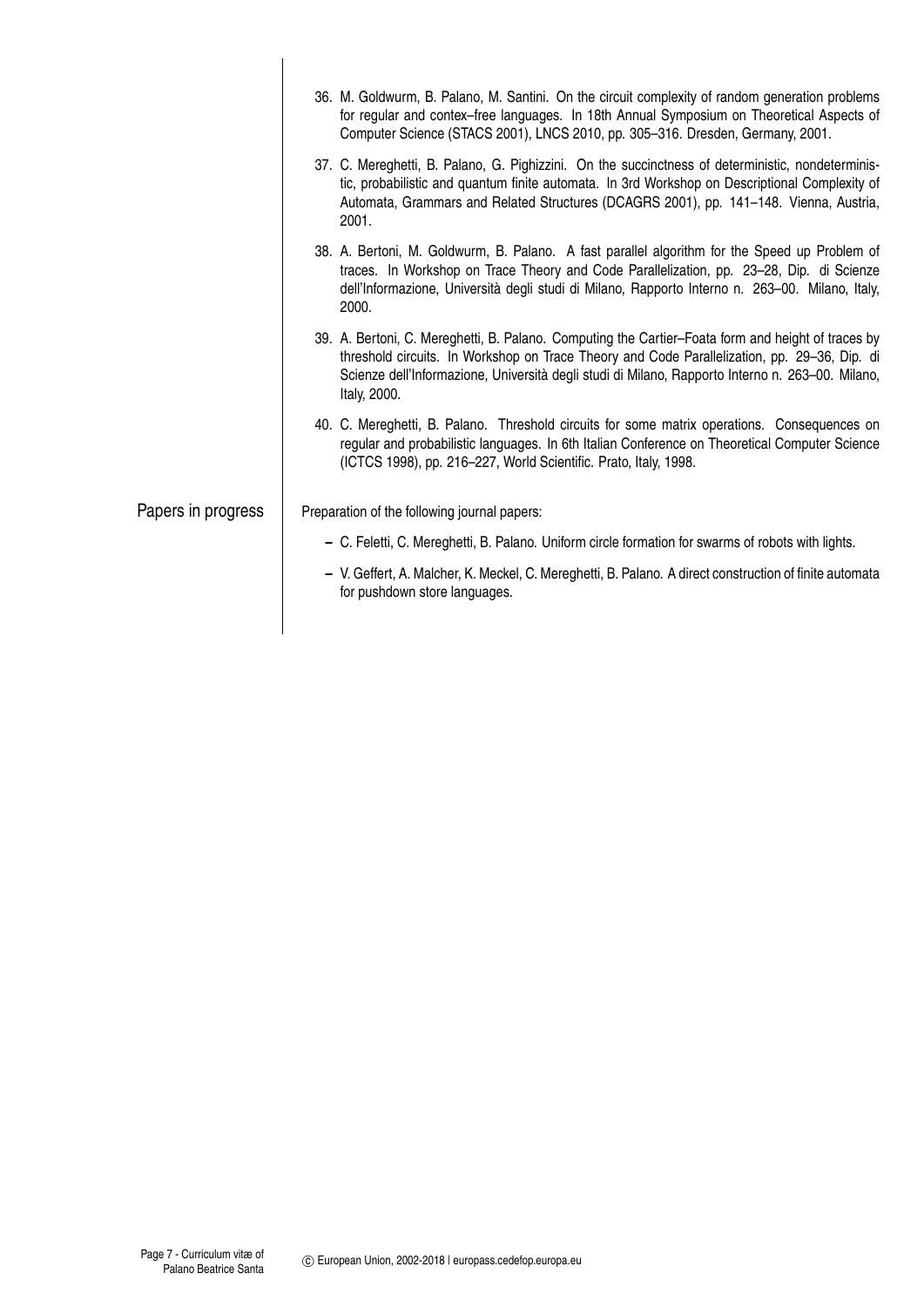36. M. Goldwurm, B. Palano, M. Santini. On the circuit complexity of random generation problems for regular and contex–free languages. In 18th Annual Symposium on Theoretical Aspects of Computer Science (STACS 2001), LNCS 2010, pp. 305–316. Dresden, Germany, 2001.

37. C. Mereghetti, B. Palano, G. Pighizzini. On the succinctness of deterministic, nondeterministic, probabilistic and quantum finite automata. In 3rd Workshop on Descriptional Complexity of Automata, Grammars and Related Structures (DCAGRS 2001), pp. 141–148. Vienna, Austria, 2001.

38. A. Bertoni, M. Goldwurm, B. Palano. A fast parallel algorithm for the Speed up Problem of traces. In Workshop on Trace Theory and Code Parallelization, pp. 23–28, Dip. di Scienze dell'Informazione, Università degli studi di Milano, Rapporto Interno n. 263–00. Milano, Italy, 2000.

39. A. Bertoni, C. Mereghetti, B. Palano. Computing the Cartier–Foata form and height of traces by threshold circuits. In Workshop on Trace Theory and Code Parallelization, pp. 29–36, Dip. di Scienze dell'Informazione, Università degli studi di Milano, Rapporto Interno n. 263–00. Milano, Italy, 2000.

40. C. Mereghetti, B. Palano. Threshold circuits for some matrix operations. Consequences on regular and probabilistic languages. In 6th Italian Conference on Theoretical Computer Science (ICTCS 1998), pp. 216–227, World Scientific. Prato, Italy, 1998.

## Papers in progress

Preparation of the following journal papers:

- C. Feletti, C. Mereghetti, B. Palano. Uniform circle formation for swarms of robots with lights.
- V. Geffert, A. Malcher, K. Meckel, C. Mereghetti, B. Palano. A direct construction of finite automata for pushdown store languages.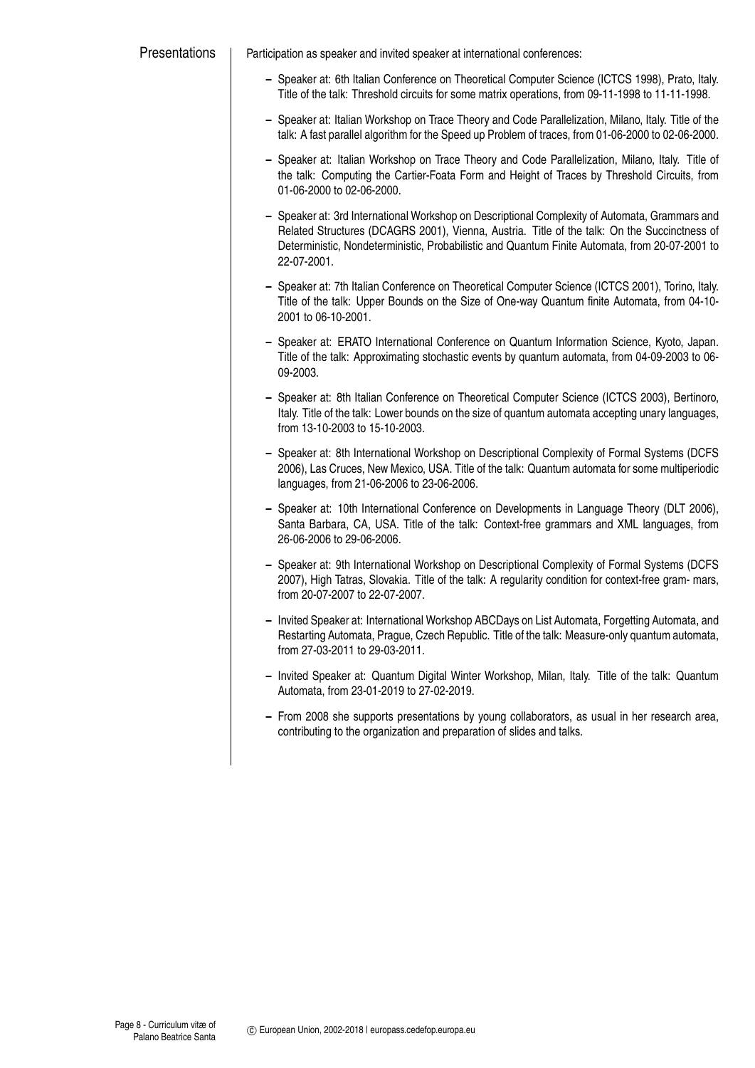## Presentations

Participation as speaker and invited speaker at international conferences:

- Speaker at: 6th Italian Conference on Theoretical Computer Science (ICTCS 1998), Prato, Italy. Title of the talk: Threshold circuits for some matrix operations, from 09-11-1998 to 11-11-1998.
- Speaker at: Italian Workshop on Trace Theory and Code Parallelization, Milano, Italy. Title of the talk: A fast parallel algorithm for the Speed up Problem of traces, from 01-06-2000 to 02-06-2000.
- Speaker at: Italian Workshop on Trace Theory and Code Parallelization, Milano, Italy. Title of the talk: Computing the Cartier-Foata Form and Height of Traces by Threshold Circuits, from 01-06-2000 to 02-06-2000.
- Speaker at: 3rd International Workshop on Descriptional Complexity of Automata, Grammars and Related Structures (DCAGRS 2001), Vienna, Austria. Title of the talk: On the Succinctness of Deterministic, Nondeterministic, Probabilistic and Quantum Finite Automata, from 20-07-2001 to 22-07-2001.
- Speaker at: 7th Italian Conference on Theoretical Computer Science (ICTCS 2001), Torino, Italy. Title of the talk: Upper Bounds on the Size of One-way Quantum finite Automata, from 04-10-2001 to 06-10-2001.
- Speaker at: ERATO International Conference on Quantum Information Science, Kyoto, Japan. Title of the talk: Approximating stochastic events by quantum automata, from 04-09-2003 to 06-09-2003.
- Speaker at: 8th Italian Conference on Theoretical Computer Science (ICTCS 2003), Bertinoro, Italy. Title of the talk: Lower bounds on the size of quantum automata accepting unary languages, from 13-10-2003 to 15-10-2003.
- Speaker at: 8th International Workshop on Descriptional Complexity of Formal Systems (DCFS 2006), Las Cruces, New Mexico, USA. Title of the talk: Quantum automata for some multiperiodic languages, from 21-06-2006 to 23-06-2006.
- Speaker at: 10th International Conference on Developments in Language Theory (DLT 2006), Santa Barbara, CA, USA. Title of the talk: Context-free grammars and XML languages, from 26-06-2006 to 29-06-2006.
- Speaker at: 9th International Workshop on Descriptional Complexity of Formal Systems (DCFS 2007), High Tatras, Slovakia. Title of the talk: A regularity condition for context-free gram- mars, from 20-07-2007 to 22-07-2007.
- Invited Speaker at: International Workshop ABCDays on List Automata, Forgetting Automata, and Restarting Automata, Prague, Czech Republic. Title of the talk: Measure-only quantum automata, from 27-03-2011 to 29-03-2011.
- Invited Speaker at: Quantum Digital Winter Workshop, Milan, Italy. Title of the talk: Quantum Automata, from 23-01-2019 to 27-02-2019.
- From 2008 she supports presentations by young collaborators, as usual in her research area, contributing to the organization and preparation of slides and talks.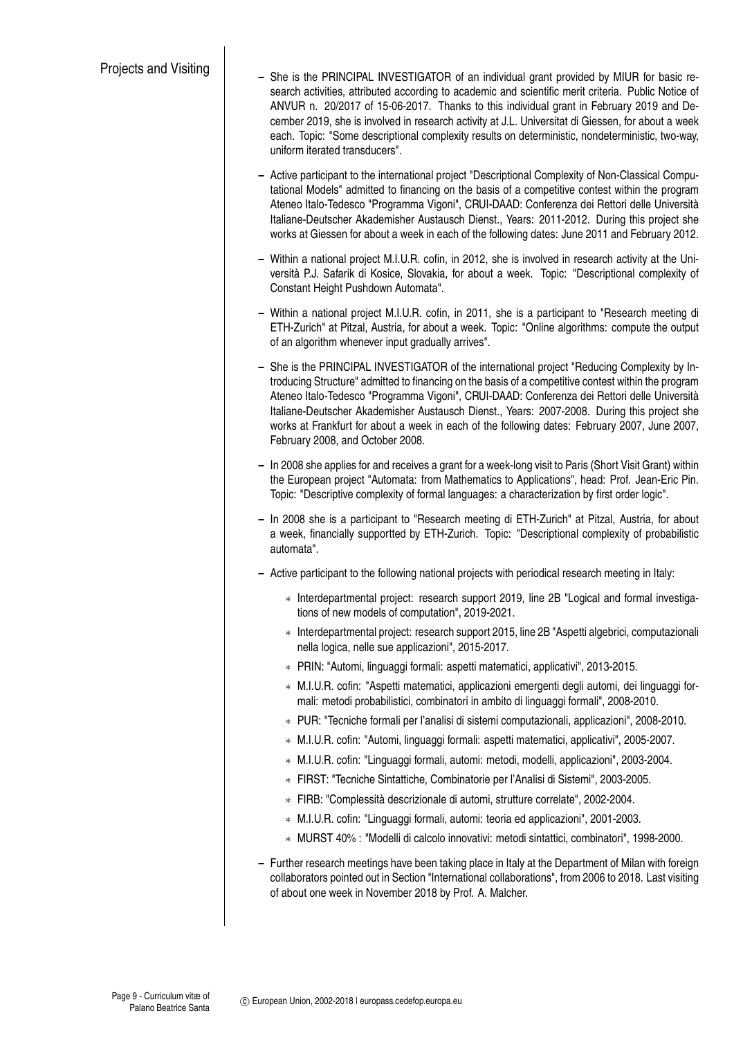## Projects and Visiting

- She is the PRINCIPAL INVESTIGATOR of an individual grant provided by MIUR for basic research activities, attributed according to academic and scientific merit criteria. Public Notice of ANVUR n. 20/2017 of 15-06-2017. Thanks to this individual grant in February 2019 and December 2019, she is involved in research activity at J.L. Universitat di Giessen, for about a week each. Topic: "Some descriptional complexity results on deterministic, nondeterministic, two-way, uniform iterated transducers".
- Active participant to the international project "Descriptional Complexity of Non-Classical Computational Models" admitted to financing on the basis of a competitive contest within the program Ateneo Italo-Tedesco "Programma Vigoni", CRUI-DAAD: Conferenza dei Rettori delle Università Italiane-Deutscher Akademisher Austausch Dienst., Years: 2011-2012. During this project she works at Giessen for about a week in each of the following dates: June 2011 and February 2012.
- Within a national project M.I.U.R. cofin, in 2012, she is involved in research activity at the Università P.J. Safarik di Kosice, Slovakia, for about a week. Topic: "Descriptional complexity of Constant Height Pushdown Automata".
- Within a national project M.I.U.R. cofin, in 2011, she is a participant to "Research meeting di ETH-Zurich" at Pitzal, Austria, for about a week. Topic: "Online algorithms: compute the output of an algorithm whenever input gradually arrives".
- She is the PRINCIPAL INVESTIGATOR of the international project "Reducing Complexity by Introducing Structure" admitted to financing on the basis of a competitive contest within the program Ateneo Italo-Tedesco "Programma Vigoni", CRUI-DAAD: Conferenza dei Rettori delle Università Italiane-Deutscher Akademisher Austausch Dienst., Years: 2007-2008. During this project she works at Frankfurt for about a week in each of the following dates: February 2007, June 2007, February 2008, and October 2008.
- In 2008 she applies for and receives a grant for a week-long visit to Paris (Short Visit Grant) within the European project "Automata: from Mathematics to Applications", head: Prof. Jean-Eric Pin. Topic: "Descriptive complexity of formal languages: a characterization by first order logic".
- In 2008 she is a participant to "Research meeting di ETH-Zurich" at Pitzal, Austria, for about a week, financially supportted by ETH-Zurich. Topic: "Descriptional complexity of probabilistic automata".
- Active participant to the following national projects with periodical research meeting in Italy:
  - Interdepartmental project: research support 2019, line 2B "Logical and formal investigations of new models of computation", 2019-2021.
  - Interdepartmental project: research support 2015, line 2B "Aspetti algebrici, computazionali nella logica, nelle sue applicazioni", 2015-2017.
  - PRIN: "Automi, linguaggi formali: aspetti matematici, applicativi", 2013-2015.
  - M.I.U.R. cofin: "Aspetti matematici, applicazioni emergenti degli automi, dei linguaggi formali: metodi probabilistici, combinatori in ambito di linguaggi formali", 2008-2010.
  - PUR: "Tecniche formali per l'analisi di sistemi computazionali, applicazioni", 2008-2010.
  - M.I.U.R. cofin: "Automi, linguaggi formali: aspetti matematici, applicativi", 2005-2007.
  - M.I.U.R. cofin: "Linguaggi formali, automi: metodi, modelli, applicazioni", 2003-2004.
  - FIRST: "Tecniche Sintattiche, Combinatorie per l'Analisi di Sistemi", 2003-2005.
  - FIRB: "Complessità descrizionale di automi, strutture correlate", 2002-2004.
  - M.I.U.R. cofin: "Linguaggi formali, automi: teoria ed applicazioni", 2001-2003.
  - MURST 40% : "Modelli di calcolo innovativi: metodi sintattici, combinatori", 1998-2000.
- Further research meetings have been taking place in Italy at the Department of Milan with foreign collaborators pointed out in Section "International collaborations", from 2006 to 2018. Last visiting of about one week in November 2018 by Prof. A. Malcher.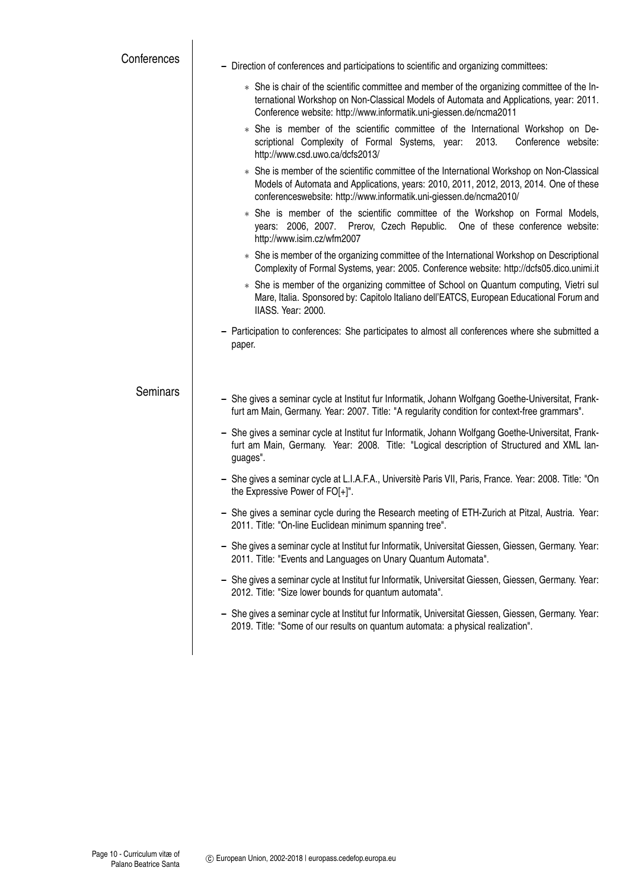## Conferences

- Direction of conferences and participations to scientific and organizing committees:
  - She is chair of the scientific committee and member of the organizing committee of the International Workshop on Non-Classical Models of Automata and Applications, year: 2011. Conference website: http://www.informatik.uni-giessen.de/ncma2011
  - She is member of the scientific committee of the International Workshop on Descriptional Complexity of Formal Systems, year: 2013. Conference website: http://www.csd.uwo.ca/dcfs2013/
  - She is member of the scientific committee of the International Workshop on Non-Classical Models of Automata and Applications, years: 2010, 2011, 2012, 2013, 2014. One of these conferenceswebsite: http://www.informatik.uni-giessen.de/ncma2010/
  - She is member of the scientific committee of the Workshop on Formal Models, years: 2006, 2007. Prerov, Czech Republic. One of these conference website: http://www.isim.cz/wfm2007
  - She is member of the organizing committee of the International Workshop on Descriptional Complexity of Formal Systems, year: 2005. Conference website: http://dcfs05.dico.unimi.it
  - She is member of the organizing committee of School on Quantum computing, Vietri sul Mare, Italia. Sponsored by: Capitolo Italiano dell'EATCS, European Educational Forum and IIASS. Year: 2000.
- Participation to conferences: She participates to almost all conferences where she submitted a paper.

## Seminars

- She gives a seminar cycle at Institut fur Informatik, Johann Wolfgang Goethe-Universitat, Frankfurt am Main, Germany. Year: 2007. Title: "A regularity condition for context-free grammars".
- She gives a seminar cycle at Institut fur Informatik, Johann Wolfgang Goethe-Universitat, Frankfurt am Main, Germany. Year: 2008. Title: "Logical description of Structured and XML languages".
- She gives a seminar cycle at L.I.A.F.A., Universitè Paris VII, Paris, France. Year: 2008. Title: "On the Expressive Power of FO[+]".
- She gives a seminar cycle during the Research meeting of ETH-Zurich at Pitzal, Austria. Year: 2011. Title: "On-line Euclidean minimum spanning tree".
- She gives a seminar cycle at Institut fur Informatik, Universitat Giessen, Giessen, Germany. Year: 2011. Title: "Events and Languages on Unary Quantum Automata".
- She gives a seminar cycle at Institut fur Informatik, Universitat Giessen, Giessen, Germany. Year: 2012. Title: "Size lower bounds for quantum automata".
- She gives a seminar cycle at Institut fur Informatik, Universitat Giessen, Giessen, Germany. Year: 2019. Title: "Some of our results on quantum automata: a physical realization".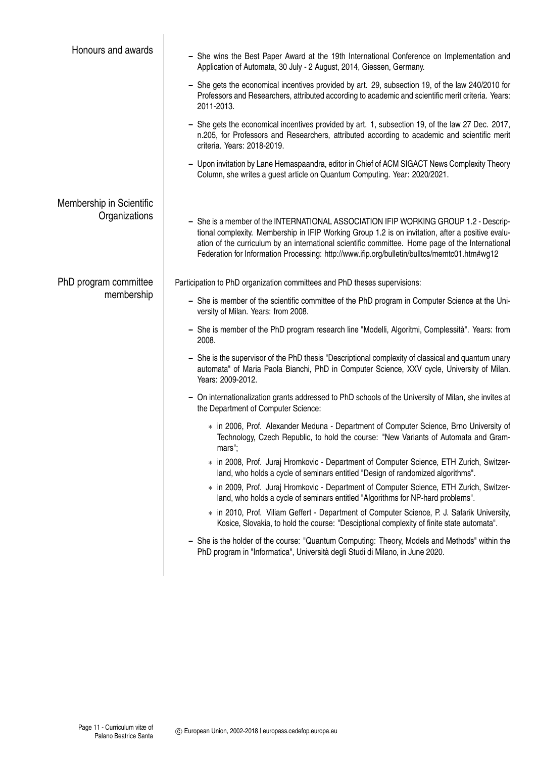## Honours and awards

- She wins the Best Paper Award at the 19th International Conference on Implementation and Application of Automata, 30 July - 2 August, 2014, Giessen, Germany.
- She gets the economical incentives provided by art. 29, subsection 19, of the law 240/2010 for Professors and Researchers, attributed according to academic and scientific merit criteria. Years: 2011-2013.
- She gets the economical incentives provided by art. 1, subsection 19, of the law 27 Dec. 2017, n.205, for Professors and Researchers, attributed according to academic and scientific merit criteria. Years: 2018-2019.
- Upon invitation by Lane Hemaspaandra, editor in Chief of ACM SIGACT News Complexity Theory Column, she writes a guest article on Quantum Computing. Year: 2020/2021.

## Membership in Scientific Organizations

- She is a member of the INTERNATIONAL ASSOCIATION IFIP WORKING GROUP 1.2 - Descriptional complexity. Membership in IFIP Working Group 1.2 is on invitation, after a positive evaluation of the curriculum by an international scientific committee. Home page of the International Federation for Information Processing: http://www.ifip.org/bulletin/bulltcs/memtc01.htm#wg12

## PhD program committee membership

Participation to PhD organization committees and PhD theses supervisions:

- She is member of the scientific committee of the PhD program in Computer Science at the University of Milan. Years: from 2008.
- She is member of the PhD program research line "Modelli, Algoritmi, Complessità". Years: from 2008.
- She is the supervisor of the PhD thesis "Descriptional complexity of classical and quantum unary automata" of Maria Paola Bianchi, PhD in Computer Science, XXV cycle, University of Milan. Years: 2009-2012.
- On internationalization grants addressed to PhD schools of the University of Milan, she invites at the Department of Computer Science:
  - in 2006, Prof. Alexander Meduna - Department of Computer Science, Brno University of Technology, Czech Republic, to hold the course: "New Variants of Automata and Grammars";
  - in 2008, Prof. Juraj Hromkovic - Department of Computer Science, ETH Zurich, Switzerland, who holds a cycle of seminars entitled "Design of randomized algorithms".
  - in 2009, Prof. Juraj Hromkovic - Department of Computer Science, ETH Zurich, Switzerland, who holds a cycle of seminars entitled "Algorithms for NP-hard problems".
  - in 2010, Prof. Viliam Geffert - Department of Computer Science, P. J. Safarik University, Kosice, Slovakia, to hold the course: "Desciptional complexity of finite state automata".
- She is the holder of the course: "Quantum Computing: Theory, Models and Methods" within the PhD program in "Informatica", Università degli Studi di Milano, in June 2020.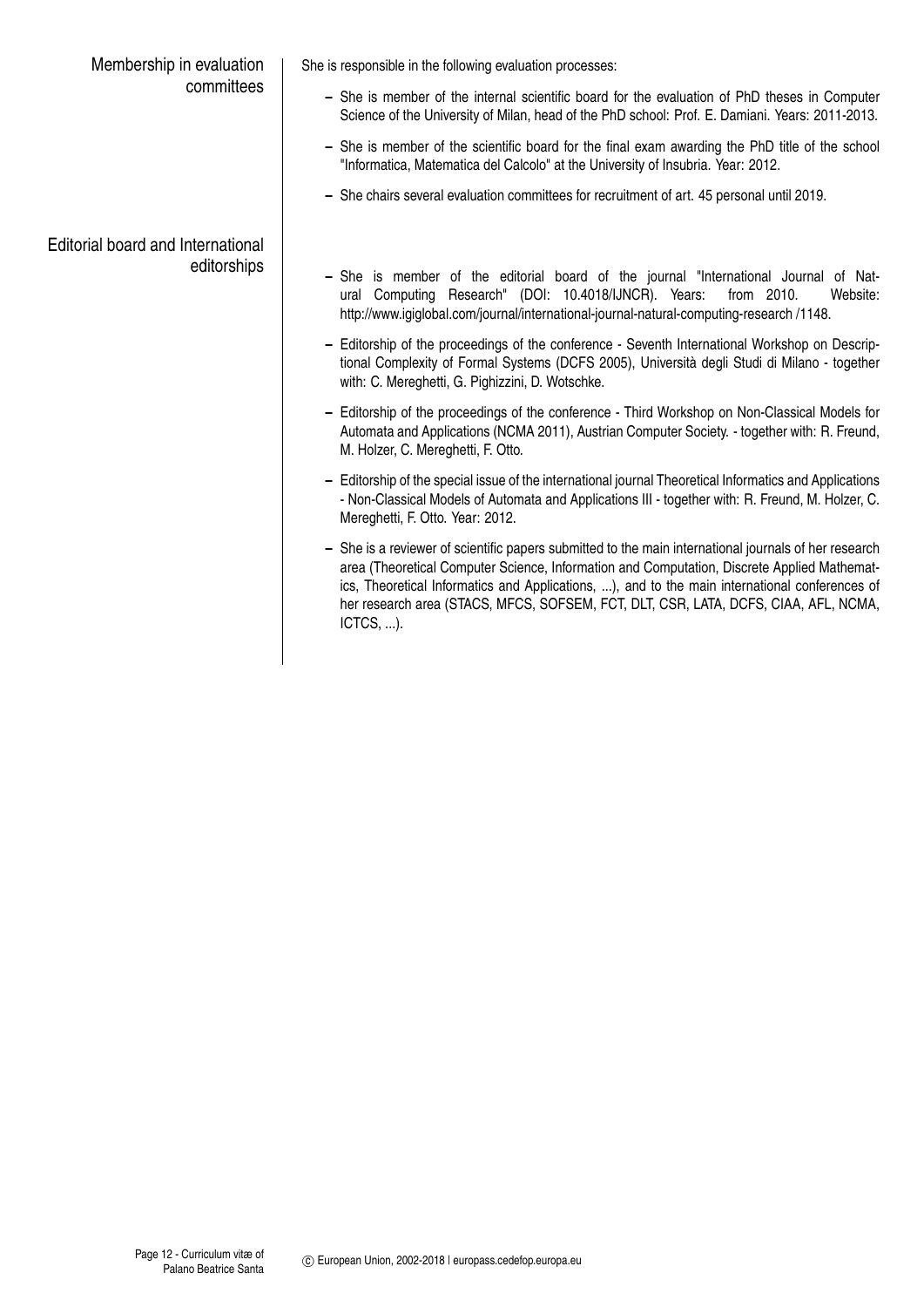## Membership in evaluation committees

She is responsible in the following evaluation processes:

- She is member of the internal scientific board for the evaluation of PhD theses in Computer Science of the University of Milan, head of the PhD school: Prof. E. Damiani. Years: 2011-2013.
- She is member of the scientific board for the final exam awarding the PhD title of the school "Informatica, Matematica del Calcolo" at the University of Insubria. Year: 2012.
- She chairs several evaluation committees for recruitment of art. 45 personal until 2019.

## Editorial board and International editorships

- She is member of the editorial board of the journal "International Journal of Natural Computing Research" (DOI: 10.4018/IJNCR). Years: from 2010. Website: http://www.igiglobal.com/journal/international-journal-natural-computing-research /1148.
- Editorship of the proceedings of the conference - Seventh International Workshop on Descriptional Complexity of Formal Systems (DCFS 2005), Università degli Studi di Milano - together with: C. Mereghetti, G. Pighizzini, D. Wotschke.
- Editorship of the proceedings of the conference - Third Workshop on Non-Classical Models for Automata and Applications (NCMA 2011), Austrian Computer Society. - together with: R. Freund, M. Holzer, C. Mereghetti, F. Otto.
- Editorship of the special issue of the international journal Theoretical Informatics and Applications - Non-Classical Models of Automata and Applications III - together with: R. Freund, M. Holzer, C. Mereghetti, F. Otto. Year: 2012.
- She is a reviewer of scientific papers submitted to the main international journals of her research area (Theoretical Computer Science, Information and Computation, Discrete Applied Mathematics, Theoretical Informatics and Applications, ...), and to the main international conferences of her research area (STACS, MFCS, SOFSEM, FCT, DLT, CSR, LATA, DCFS, CIAA, AFL, NCMA, ICTCS, ...).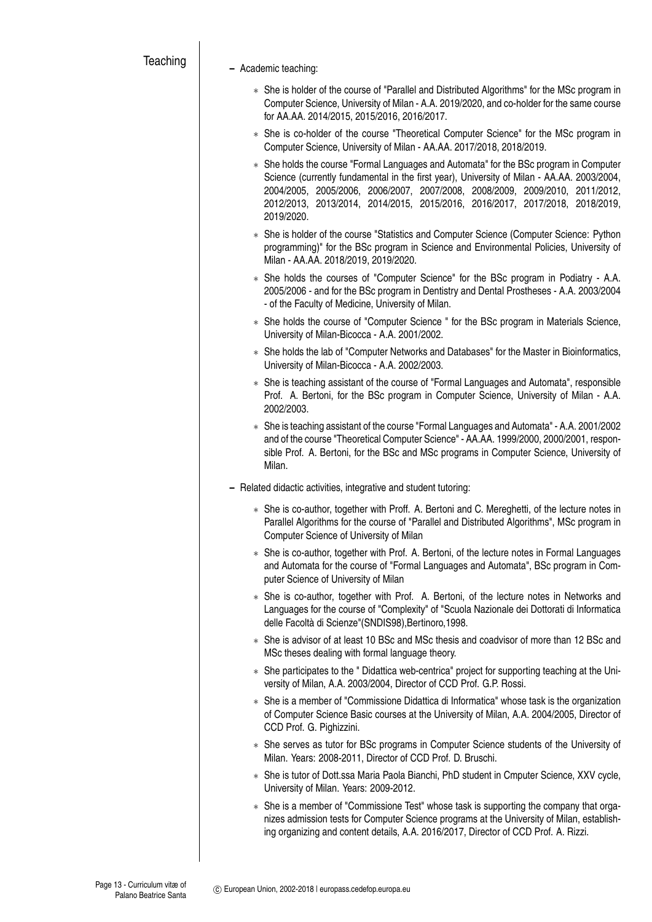## Teaching

- Academic teaching:
  - She is holder of the course of "Parallel and Distributed Algorithms" for the MSc program in Computer Science, University of Milan - A.A. 2019/2020, and co-holder for the same course for AA.AA. 2014/2015, 2015/2016, 2016/2017.
  - She is co-holder of the course "Theoretical Computer Science" for the MSc program in Computer Science, University of Milan - AA.AA. 2017/2018, 2018/2019.
  - She holds the course "Formal Languages and Automata" for the BSc program in Computer Science (currently fundamental in the first year), University of Milan - AA.AA. 2003/2004, 2004/2005, 2005/2006, 2006/2007, 2007/2008, 2008/2009, 2009/2010, 2011/2012, 2012/2013, 2013/2014, 2014/2015, 2015/2016, 2016/2017, 2017/2018, 2018/2019, 2019/2020.
  - She is holder of the course "Statistics and Computer Science (Computer Science: Python programming)" for the BSc program in Science and Environmental Policies, University of Milan - AA.AA. 2018/2019, 2019/2020.
  - She holds the courses of "Computer Science" for the BSc program in Podiatry - A.A. 2005/2006 - and for the BSc program in Dentistry and Dental Prostheses - A.A. 2003/2004 - of the Faculty of Medicine, University of Milan.
  - She holds the course of "Computer Science " for the BSc program in Materials Science, University of Milan-Bicocca - A.A. 2001/2002.
  - She holds the lab of "Computer Networks and Databases" for the Master in Bioinformatics, University of Milan-Bicocca - A.A. 2002/2003.
  - She is teaching assistant of the course of "Formal Languages and Automata", responsible Prof. A. Bertoni, for the BSc program in Computer Science, University of Milan - A.A. 2002/2003.
  - She is teaching assistant of the course "Formal Languages and Automata" - A.A. 2001/2002 and of the course "Theoretical Computer Science" - AA.AA. 1999/2000, 2000/2001, responsible Prof. A. Bertoni, for the BSc and MSc programs in Computer Science, University of Milan.
- Related didactic activities, integrative and student tutoring:
  - She is co-author, together with Proff. A. Bertoni and C. Mereghetti, of the lecture notes in Parallel Algorithms for the course of "Parallel and Distributed Algorithms", MSc program in Computer Science of University of Milan
  - She is co-author, together with Prof. A. Bertoni, of the lecture notes in Formal Languages and Automata for the course of "Formal Languages and Automata", BSc program in Computer Science of University of Milan
  - She is co-author, together with Prof. A. Bertoni, of the lecture notes in Networks and Languages for the course of "Complexity" of "Scuola Nazionale dei Dottorati di Informatica delle Facoltà di Scienze"(SNDIS98),Bertinoro,1998.
  - She is advisor of at least 10 BSc and MSc thesis and coadvisor of more than 12 BSc and MSc theses dealing with formal language theory.
  - She participates to the " Didattica web-centrica" project for supporting teaching at the University of Milan, A.A. 2003/2004, Director of CCD Prof. G.P. Rossi.
  - She is a member of "Commissione Didattica di Informatica" whose task is the organization of Computer Science Basic courses at the University of Milan, A.A. 2004/2005, Director of CCD Prof. G. Pighizzini.
  - She serves as tutor for BSc programs in Computer Science students of the University of Milan. Years: 2008-2011, Director of CCD Prof. D. Bruschi.
  - She is tutor of Dott.ssa Maria Paola Bianchi, PhD student in Cmputer Science, XXV cycle, University of Milan. Years: 2009-2012.
  - She is a member of "Commissione Test" whose task is supporting the company that organizes admission tests for Computer Science programs at the University of Milan, establishing organizing and content details, A.A. 2016/2017, Director of CCD Prof. A. Rizzi.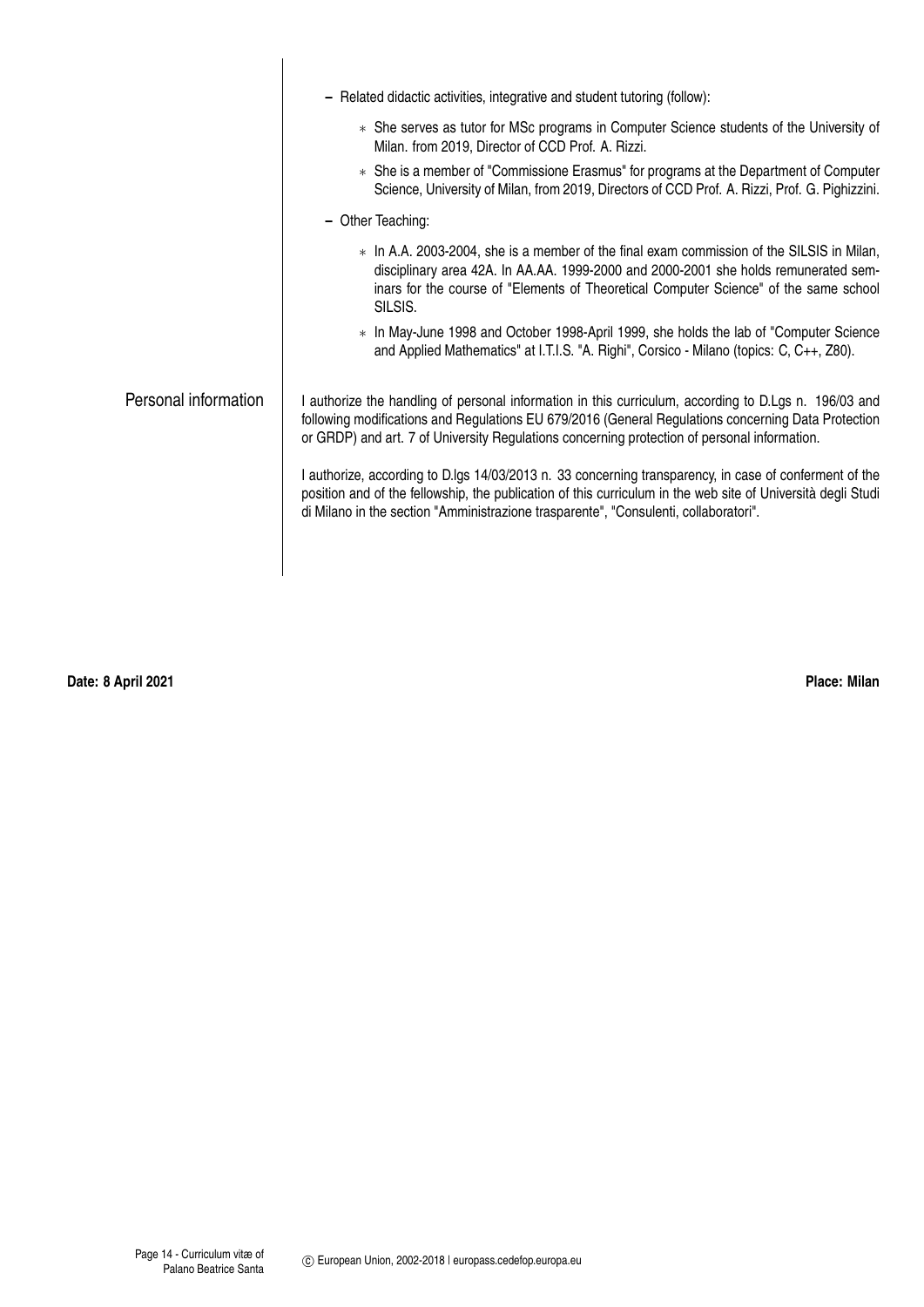- Related didactic activities, integrative and student tutoring (follow):
  * She serves as tutor for MSc programs in Computer Science students of the University of Milan. from 2019, Director of CCD Prof. A. Rizzi.
  * She is a member of "Commissione Erasmus" for programs at the Department of Computer Science, University of Milan, from 2019, Directors of CCD Prof. A. Rizzi, Prof. G. Pighizzini.
- Other Teaching:
  * In A.A. 2003-2004, she is a member of the final exam commission of the SILSIS in Milan, disciplinary area 42A. In AA.AA. 1999-2000 and 2000-2001 she holds remunerated seminars for the course of "Elements of Theoretical Computer Science" of the same school SILSIS.
  * In May-June 1998 and October 1998-April 1999, she holds the lab of "Computer Science and Applied Mathematics" at I.T.I.S. "A. Righi", Corsico - Milano (topics: C, C++, Z80).

## Personal information

I authorize the handling of personal information in this curriculum, according to D.Lgs n. 196/03 and following modifications and Regulations EU 679/2016 (General Regulations concerning Data Protection or GRDP) and art. 7 of University Regulations concerning protection of personal information.

I authorize, according to D.lgs 14/03/2013 n. 33 concerning transparency, in case of conferment of the position and of the fellowship, the publication of this curriculum in the web site of Università degli Studi di Milano in the section "Amministrazione trasparente", "Consulenti, collaboratori".

**Date: 8 April 2021** **Place: Milan**